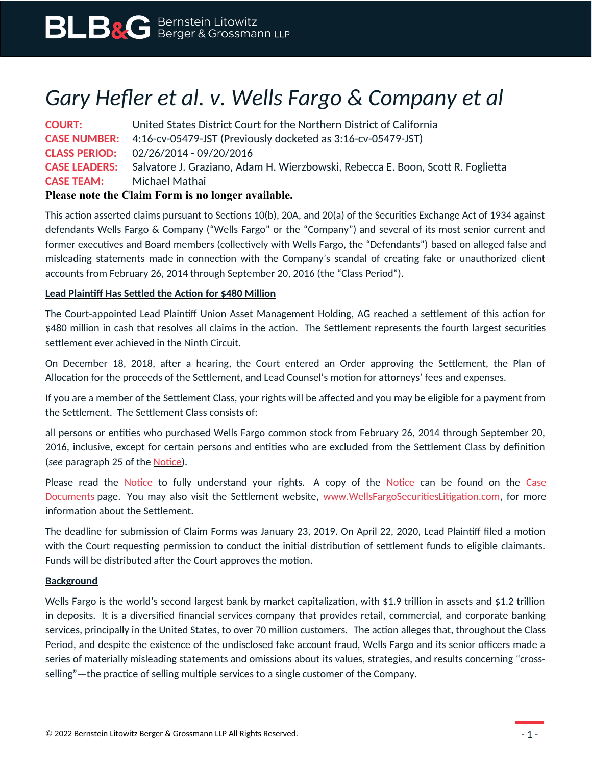BLB&G Bernstein Litowitz Berger & Grossmann LLP

# *Gary Hefler et al. v. Wells Fargo & Company et al*

**COURT:** United States District Court for the Northern District of California
**CASE NUMBER:** 4:16-cv-05479-JST (Previously docketed as 3:16-cv-05479-JST)
**CLASS PERIOD:** 02/26/2014 - 09/20/2016
**CASE LEADERS:** Salvatore J. Graziano, Adam H. Wierzbowski, Rebecca E. Boon, Scott R. Foglietta
**CASE TEAM:** Michael Mathai

**Please note the Claim Form is no longer available.**

This action asserted claims pursuant to Sections 10(b), 20A, and 20(a) of the Securities Exchange Act of 1934 against defendants Wells Fargo & Company ("Wells Fargo" or the "Company") and several of its most senior current and former executives and Board members (collectively with Wells Fargo, the "Defendants") based on alleged false and misleading statements made in connection with the Company's scandal of creating fake or unauthorized client accounts from February 26, 2014 through September 20, 2016 (the "Class Period").

**Lead Plaintiff Has Settled the Action for $480 Million**

The Court-appointed Lead Plaintiff Union Asset Management Holding, AG reached a settlement of this action for $480 million in cash that resolves all claims in the action. The Settlement represents the fourth largest securities settlement ever achieved in the Ninth Circuit.

On December 18, 2018, after a hearing, the Court entered an Order approving the Settlement, the Plan of Allocation for the proceeds of the Settlement, and Lead Counsel's motion for attorneys' fees and expenses.

If you are a member of the Settlement Class, your rights will be affected and you may be eligible for a payment from the Settlement. The Settlement Class consists of:

all persons or entities who purchased Wells Fargo common stock from February 26, 2014 through September 20, 2016, inclusive, except for certain persons and entities who are excluded from the Settlement Class by definition (*see* paragraph 25 of the Notice).

Please read the Notice to fully understand your rights. A copy of the Notice can be found on the Case Documents page. You may also visit the Settlement website, www.WellsFargoSecuritiesLitigation.com, for more information about the Settlement.

The deadline for submission of Claim Forms was January 23, 2019. On April 22, 2020, Lead Plaintiff filed a motion with the Court requesting permission to conduct the initial distribution of settlement funds to eligible claimants. Funds will be distributed after the Court approves the motion.

**Background**

Wells Fargo is the world's second largest bank by market capitalization, with $1.9 trillion in assets and $1.2 trillion in deposits. It is a diversified financial services company that provides retail, commercial, and corporate banking services, principally in the United States, to over 70 million customers. The action alleges that, throughout the Class Period, and despite the existence of the undisclosed fake account fraud, Wells Fargo and its senior officers made a series of materially misleading statements and omissions about its values, strategies, and results concerning "cross-selling"—the practice of selling multiple services to a single customer of the Company.

© 2022 Bernstein Litowitz Berger & Grossmann LLP All Rights Reserved.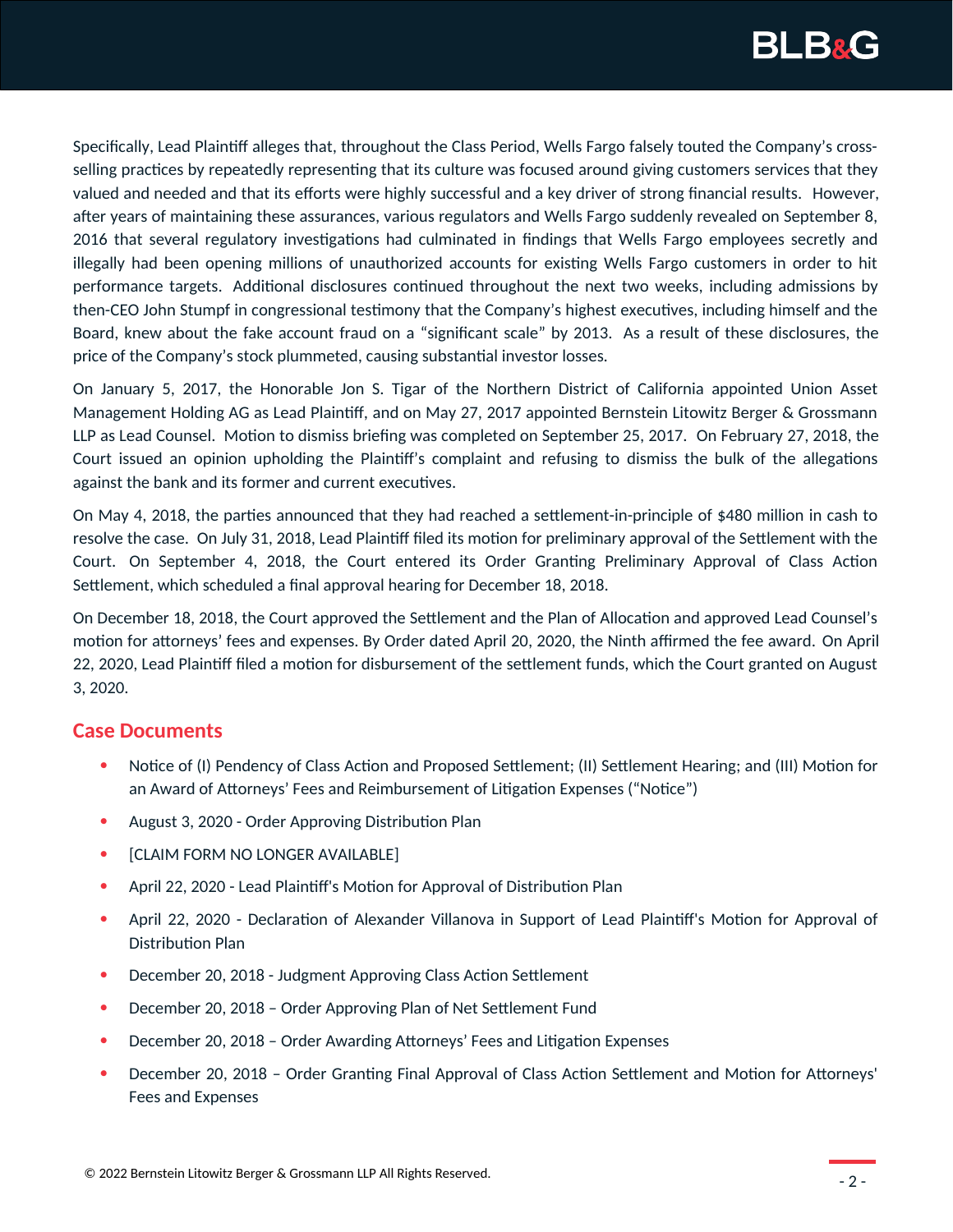Specifically, Lead Plaintiff alleges that, throughout the Class Period, Wells Fargo falsely touted the Company's cross-selling practices by repeatedly representing that its culture was focused around giving customers services that they valued and needed and that its efforts were highly successful and a key driver of strong financial results. However, after years of maintaining these assurances, various regulators and Wells Fargo suddenly revealed on September 8, 2016 that several regulatory investigations had culminated in findings that Wells Fargo employees secretly and illegally had been opening millions of unauthorized accounts for existing Wells Fargo customers in order to hit performance targets. Additional disclosures continued throughout the next two weeks, including admissions by then-CEO John Stumpf in congressional testimony that the Company's highest executives, including himself and the Board, knew about the fake account fraud on a "significant scale" by 2013. As a result of these disclosures, the price of the Company's stock plummeted, causing substantial investor losses.

On January 5, 2017, the Honorable Jon S. Tigar of the Northern District of California appointed Union Asset Management Holding AG as Lead Plaintiff, and on May 27, 2017 appointed Bernstein Litowitz Berger & Grossmann LLP as Lead Counsel. Motion to dismiss briefing was completed on September 25, 2017. On February 27, 2018, the Court issued an opinion upholding the Plaintiff's complaint and refusing to dismiss the bulk of the allegations against the bank and its former and current executives.

On May 4, 2018, the parties announced that they had reached a settlement-in-principle of $480 million in cash to resolve the case. On July 31, 2018, Lead Plaintiff filed its motion for preliminary approval of the Settlement with the Court. On September 4, 2018, the Court entered its Order Granting Preliminary Approval of Class Action Settlement, which scheduled a final approval hearing for December 18, 2018.

On December 18, 2018, the Court approved the Settlement and the Plan of Allocation and approved Lead Counsel's motion for attorneys' fees and expenses. By Order dated April 20, 2020, the Ninth affirmed the fee award. On April 22, 2020, Lead Plaintiff filed a motion for disbursement of the settlement funds, which the Court granted on August 3, 2020.

## Case Documents

- Notice of (I) Pendency of Class Action and Proposed Settlement; (II) Settlement Hearing; and (III) Motion for an Award of Attorneys' Fees and Reimbursement of Litigation Expenses ("Notice")
- August 3, 2020 - Order Approving Distribution Plan
- [CLAIM FORM NO LONGER AVAILABLE]
- April 22, 2020 - Lead Plaintiff's Motion for Approval of Distribution Plan
- April 22, 2020 - Declaration of Alexander Villanova in Support of Lead Plaintiff's Motion for Approval of Distribution Plan
- December 20, 2018 - Judgment Approving Class Action Settlement
- December 20, 2018 – Order Approving Plan of Net Settlement Fund
- December 20, 2018 – Order Awarding Attorneys' Fees and Litigation Expenses
- December 20, 2018 – Order Granting Final Approval of Class Action Settlement and Motion for Attorneys' Fees and Expenses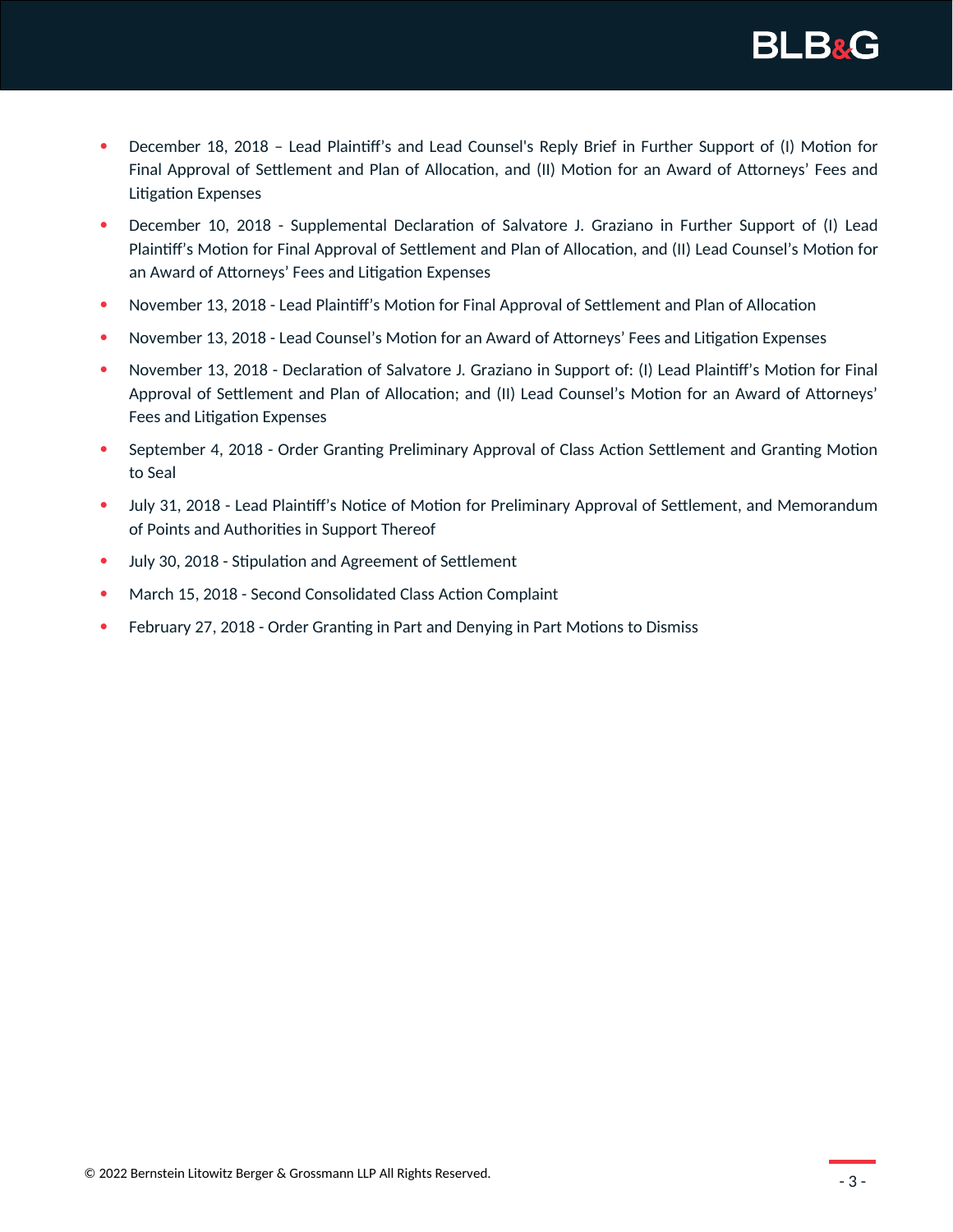- December 18, 2018 – Lead Plaintiff's and Lead Counsel's Reply Brief in Further Support of (I) Motion for Final Approval of Settlement and Plan of Allocation, and (II) Motion for an Award of Attorneys' Fees and Litigation Expenses
- December 10, 2018 - Supplemental Declaration of Salvatore J. Graziano in Further Support of (I) Lead Plaintiff's Motion for Final Approval of Settlement and Plan of Allocation, and (II) Lead Counsel's Motion for an Award of Attorneys' Fees and Litigation Expenses
- November 13, 2018 - Lead Plaintiff's Motion for Final Approval of Settlement and Plan of Allocation
- November 13, 2018 - Lead Counsel's Motion for an Award of Attorneys' Fees and Litigation Expenses
- November 13, 2018 - Declaration of Salvatore J. Graziano in Support of: (I) Lead Plaintiff's Motion for Final Approval of Settlement and Plan of Allocation; and (II) Lead Counsel's Motion for an Award of Attorneys' Fees and Litigation Expenses
- September 4, 2018 - Order Granting Preliminary Approval of Class Action Settlement and Granting Motion to Seal
- July 31, 2018 - Lead Plaintiff's Notice of Motion for Preliminary Approval of Settlement, and Memorandum of Points and Authorities in Support Thereof
- July 30, 2018 - Stipulation and Agreement of Settlement
- March 15, 2018 - Second Consolidated Class Action Complaint
- February 27, 2018 - Order Granting in Part and Denying in Part Motions to Dismiss